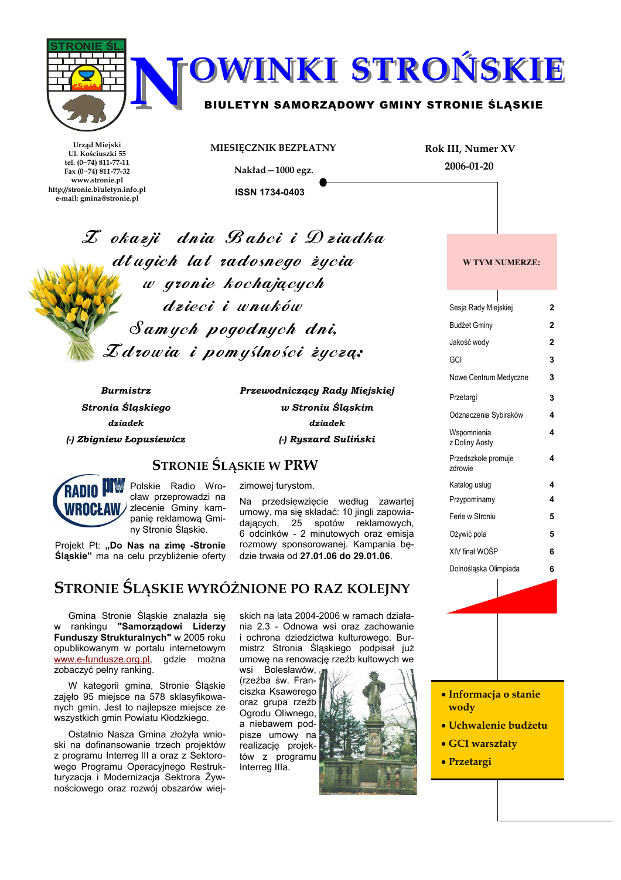# NOWINKI STROŃSKIE

**BIULETYN SAMORZĄDOWY GMINY STRONIE ŚLĄSKIE**

Urząd Miejski
Ul. Kościuszki 55
tel. (0~74) 811-77-11
Fax (0~74) 811-77-32
www.stronie.pl
http://stronie.biuletyn.info.pl
e-mail: gmina@stronie.pl

MIESIĘCZNIK BEZPŁATNY

Nakład — 1000 egz.

ISSN 1734-0403

Rok III, Numer XV

2006-01-20

*Z okazji dnia Babci i Dziadka*
*długich lat radosnego życia*
*w gronie kochających*
*dzieci i wnuków*
*Samych pogodnych dni,*
*Zdrowia i pomyślności życzą:*

| | |
|---|---|
| ***Burmistrz*** | ***Przewodniczący Rady Miejskiej*** |
| ***Stronia Śląskiego*** | ***w Stroniu Śląskim*** |
| ***dziadek*** | ***dziadek*** |
| ***(-) Zbigniew Łopusiewicz*** | ***(-) Ryszard Suliński*** |

**W TYM NUMERZE:**

| | |
|---|---|
| Sesja Rady Miejskiej | 2 |
| Budżet Gminy | 2 |
| Jakość wody | 2 |
| GCI | 3 |
| Nowe Centrum Medyczne | 3 |
| Przetargi | 3 |
| Odznaczenia Sybiraków | 4 |
| Wspomnienia z Doliny Aosty | 4 |
| Przedszkole promuje zdrowie | 4 |
| Katalog usług | 4 |
| Przypominamy | 4 |
| Ferie w Stroniu | 5 |
| Ożywić pola | 5 |
| XIV finał WOŚP | 6 |
| Dolnośląska Olimpiada | 6 |

## STRONIE ŚLĄSKIE W PRW

Polskie Radio Wrocław przeprowadzi na zlecenie Gminy kampanię reklamową Gminy Stronie Śląskie.

Projekt Pt: **„Do Nas na zimę -Stronie Śląskie"** ma na celu przybliżenie oferty zimowej turystom.

Na przedsięwzięcie według zawartej umowy, ma się składać: 10 jingli zapowiadających, 25 spotów reklamowych, 6 odcinków - 2 minutowych oraz emisja rozmowy sponsorowanej. Kampania będzie trwała od **27.01.06 do 29.01.06**.

## STRONIE ŚLĄSKIE WYRÓŻNIONE PO RAZ KOLEJNY

Gmina Stronie Śląskie znalazła się w rankingu **"Samorządowi Liderzy Funduszy Strukturalnych"** w 2005 roku opublikowanym w portalu internetowym www.e-fundusze.org.pl, gdzie można zobaczyć pełny ranking.

W kategorii gmina, Stronie Śląskie zajęło 95 miejsce na 578 sklasyfikowanych gmin. Jest to najlepsze miejsce ze wszystkich gmin Powiatu Kłodzkiego.

Ostatnio Nasza Gmina złożyła wnioski na dofinansowanie trzech projektów z programu Interreg III a oraz z Sektorowego Programu Operacyjnego Restrukturyzacja i Modernizacja Sektrora Żywnościowego oraz rozwój obszarów wiejskich na lata 2004-2006 w ramach działania 2.3 - Odnowa wsi oraz zachowanie i ochrona dziedzictwa kulturowego. Burmistrz Stronia Śląskiego podpisał już umowę na renowację rzeźb kultowych we wsi Bolesławów, (rzeźba św. Franciszka Ksawerego oraz grupa rzeźb Ogrodu Oliwnego, a niebawem podpisze umowy na realizację projektów z programu Interreg IIIa.

- **Informacja o stanie wody**
- **Uchwalenie budżetu**
- **GCI warsztaty**
- **Przetargi**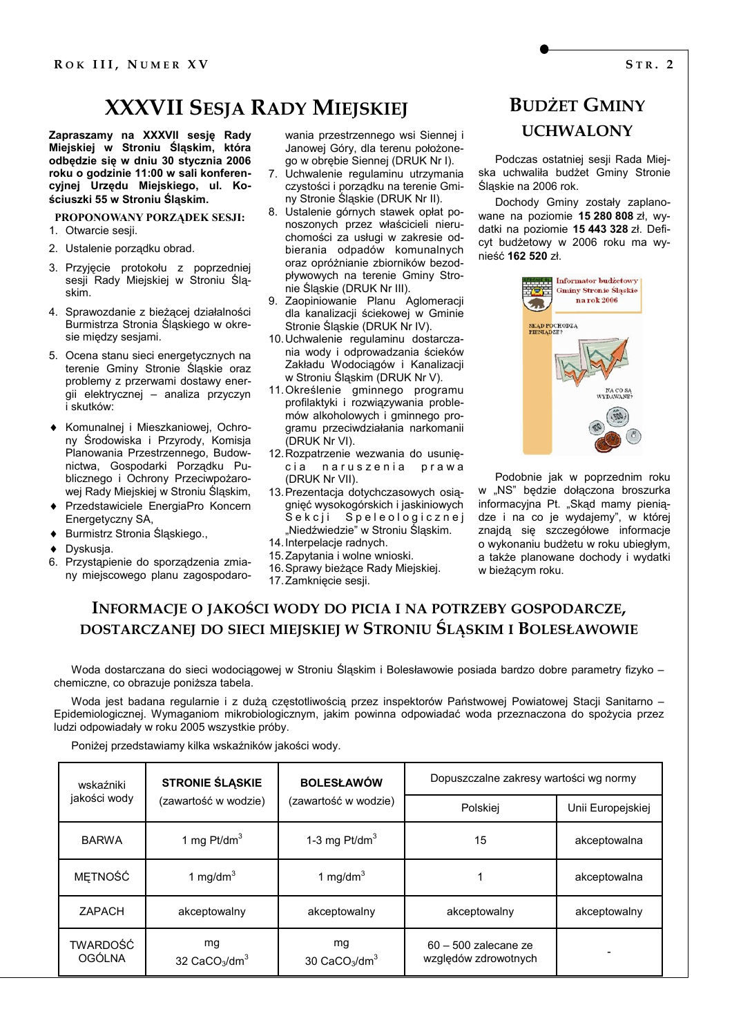# XXXVII Sesja Rady Miejskiej

**Zapraszamy na XXXVII sesję Rady Miejskiej w Stroniu Śląskim, która odbędzie się w dniu 30 stycznia 2006 roku o godzinie 11:00 w sali konferencyjnej Urzędu Miejskiego, ul. Kościuszki 55 w Stroniu Śląskim.**

**PROPONOWANY PORZĄDEK SESJI:**

1. Otwarcie sesji.
2. Ustalenie porządku obrad.
3. Przyjęcie protokołu z poprzedniej sesji Rady Miejskiej w Stroniu Śląskim.
4. Sprawozdanie z bieżącej działalności Burmistrza Stronia Śląskiego w okresie między sesjami.
5. Ocena stanu sieci energetycznych na terenie Gminy Stronie Śląskie oraz problemy z przerwami dostawy energii elektrycznej – analiza przyczyn i skutków:
   - Komunalnej i Mieszkaniowej, Ochrony Środowiska i Przyrody, Komisja Planowania Przestrzennego, Budownictwa, Gospodarki Porządku Publicznego i Ochrony Przeciwpożarowej Rady Miejskiej w Stroniu Śląskim,
   - Przedstawiciele EnergiaPro Koncern Energetyczny SA,
   - Burmistrz Stronia Śląskiego.,
   - Dyskusja.
6. Przystąpienie do sporządzenia zmiany miejscowego planu zagospodarowania przestrzennego wsi Siennej i Janowej Góry, dla terenu położonego w obrębie Siennej (DRUK Nr I).
7. Uchwalenie regulaminu utrzymania czystości i porządku na terenie Gminy Stronie Śląskie (DRUK Nr II).
8. Ustalenie górnych stawek opłat ponoszonych przez właścicieli nieruchomości za usługi w zakresie odbierania odpadów komunalnych oraz opróżnianie zbiorników bezodpływowych na terenie Gminy Stronie Śląskie (DRUK Nr III).
9. Zaopiniowanie Planu Aglomeracji dla kanalizacji ściekowej w Gminie Stronie Śląskie (DRUK Nr IV).
10. Uchwalenie regulaminu dostarczania wody i odprowadzania ścieków Zakładu Wodociągów i Kanalizacji w Stroniu Śląskim (DRUK Nr V).
11. Określenie gminnego programu profilaktyki i rozwiązywania problemów alkoholowych i gminnego programu przeciwdziałania narkomanii (DRUK Nr VI).
12. Rozpatrzenie wezwania do usunięcia naruszenia prawa (DRUK Nr VII).
13. Prezentacja dotychczasowych osiągnięć wysokogórskich i jaskiniowych Sekcji Speleologicznej „Niedźwiedzie" w Stroniu Śląskim.
14. Interpelacje radnych.
15. Zapytania i wolne wnioski.
16. Sprawy bieżące Rady Miejskiej.
17. Zamknięcie sesji.

# Budżet Gminy uchwalony

Podczas ostatniej sesji Rada Miejska uchwaliła budżet Gminy Stronie Śląskie na 2006 rok.

Dochody Gminy zostały zaplanowane na poziomie **15 280 808** zł, wydatki na poziomie **15 443 328** zł. Deficyt budżetowy w 2006 roku ma wynieść **162 520** zł.

Podobnie jak w poprzednim roku w „NS" będzie dołączona broszurka informacyjna Pt. „Skąd mamy pieniądze i na co je wydajemy", w której znajdą się szczegółowe informacje o wykonaniu budżetu w roku ubiegłym, a także planowane dochody i wydatki w bieżącym roku.

# Informacje o jakości wody do picia i na potrzeby gospodarcze, dostarczanej do sieci miejskiej w Stroniu Śląskim i Bolesławowie

Woda dostarczana do sieci wodociągowej w Stroniu Śląskim i Bolesławowie posiada bardzo dobre parametry fizyko – chemiczne, co obrazuje poniższa tabela.

Woda jest badana regularnie i z dużą częstotliwością przez inspektorów Państwowej Powiatowej Stacji Sanitarno – Epidemiologicznej. Wymaganiom mikrobiologicznym, jakim powinna odpowiadać woda przeznaczona do spożycia przez ludzi odpowiadały w roku 2005 wszystkie próby.

Poniżej przedstawiamy kilka wskaźników jakości wody.

| wskaźniki jakości wody | STRONIE ŚLĄSKIE (zawartość w wodzie) | BOLESŁAWÓW (zawartość w wodzie) | Dopuszczalne zakresy wartości wg normy | |
|---|---|---|---|---|
| | | | Polskiej | Unii Europejskiej |
| BARWA | 1 mg Pt/dm$^3$ | 1-3 mg Pt/dm$^3$ | 15 | akceptowalna |
| MĘTNOŚĆ | 1 mg/dm$^3$ | 1 mg/dm$^3$ | 1 | akceptowalna |
| ZAPACH | akceptowalny | akceptowalny | akceptowalny | akceptowalny |
| TWARDOŚĆ OGÓLNA | mg 32 $CaCO_3$/dm$^3$ | mg 30 $CaCO_3$/dm$^3$ | 60 – 500 zalecane ze względów zdrowotnych | - |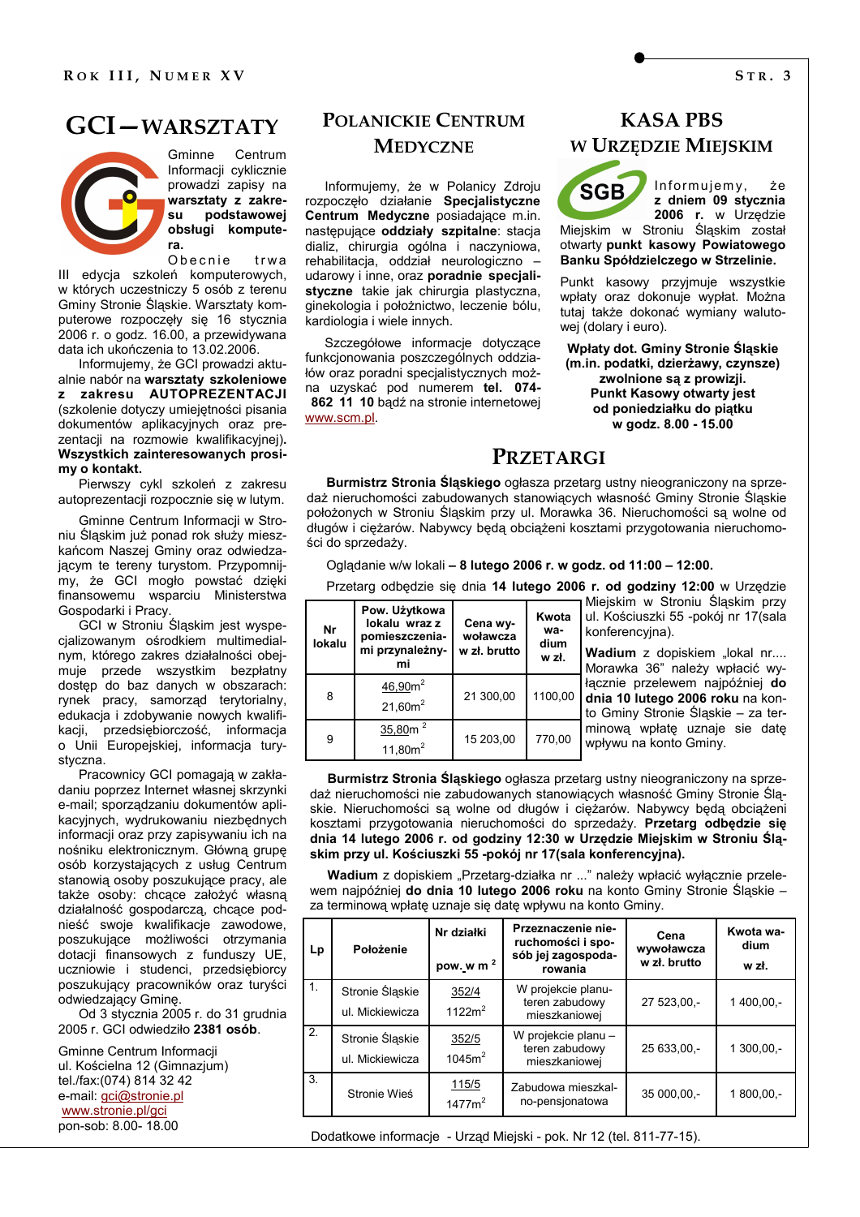# GCI — WARSZTATY

Gminne Centrum Informacji cyklicznie prowadzi zapisy na **warsztaty z zakresu podstawowej obsługi komputera.**

Obecnie trwa III edycja szkoleń komputerowych, w których uczestniczy 5 osób z terenu Gminy Stronie Śląskie. Warsztaty komputerowe rozpoczęły się 16 stycznia 2006 r. o godz. 16.00, a przewidywana data ich ukończenia to 13.02.2006.

Informujemy, że GCI prowadzi aktualnie nabór na **warsztaty szkoleniowe z zakresu AUTOPREZENTACJI** (szkolenie dotyczy umiejętności pisania dokumentów aplikacyjnych oraz prezentacji na rozmowie kwalifikacyjnej)**. Wszystkich zainteresowanych prosimy o kontakt.**

Pierwszy cykl szkoleń z zakresu autoprezentacji rozpocznie się w lutym.

Gminne Centrum Informacji w Stroniu Śląskim już ponad rok służy mieszkańcom Naszej Gminy oraz odwiedzającym te tereny turystom. Przypomnijmy, że GCI mogło powstać dzięki finansowemu wsparciu Ministerstwa Gospodarki i Pracy.

GCI w Stroniu Śląskim jest wyspecjalizowanym ośrodkiem multimedialnym, którego zakres działalności obejmuje przede wszystkim bezpłatny dostęp do baz danych w obszarach: rynek pracy, samorząd terytorialny, edukacja i zdobywanie nowych kwalifikacji, przedsiębiorczość, informacja o Unii Europejskiej, informacja turystyczna.

Pracownicy GCI pomagają w zakładaniu poprzez Internet własnej skrzynki e-mail; sporządzaniu dokumentów aplikacyjnych, wydrukowaniu niezbędnych informacji oraz przy zapisywaniu ich na nośniku elektronicznym. Główną grupę osób korzystających z usług Centrum stanowią osoby poszukujące pracy, ale także osoby: chcące założyć własną działalność gospodarczą, chcące podnieść swoje kwalifikacje zawodowe, poszukujące możliwości otrzymania dotacji finansowych z funduszy UE, uczniowie i studenci, przedsiębiorcy poszukujący pracowników oraz turyści odwiedzający Gminę.

Od 3 stycznia 2005 r. do 31 grudnia 2005 r. GCI odwiedziło **2381 osób**.

Gminne Centrum Informacji
ul. Kościelna 12 (Gimnazjum)
tel./fax:(074) 814 32 42
e-mail: gci@stronie.pl
www.stronie.pl/gci
pon-sob: 8.00- 18.00

# POLANICKIE CENTRUM MEDYCZNE

Informujemy, że w Polanicy Zdroju rozpoczęło działanie **Specjalistyczne Centrum Medyczne** posiadające m.in. następujące **oddziały szpitalne**: stacja dializ, chirurgia ogólna i naczyniowa, rehabilitacja, oddział neurologiczno – udarowy i inne, oraz **poradnie specjalistyczne** takie jak chirurgia plastyczna, ginekologia i położnictwo, leczenie bólu, kardiologia i wiele innych.

Szczegółowe informacje dotyczące funkcjonowania poszczególnych oddziałów oraz poradni specjalistycznych można uzyskać pod numerem **tel. 074-862 11 10** bądź na stronie internetowej www.scm.pl.

# KASA PBS W URZĘDZIE MIEJSKIM

Informujemy, że **z dniem 09 stycznia 2006 r.** w Urzędzie Miejskim w Stroniu Śląskim został otwarty **punkt kasowy Powiatowego Banku Spółdzielczego w Strzelinie.**

Punkt kasowy przyjmuje wszystkie wpłaty oraz dokonuje wypłat. Można tutaj także dokonać wymiany walutowej (dolary i euro).

**Wpłaty dot. Gminy Stronie Śląskie (m.in. podatki, dzierżawy, czynsze) zwolnione są z prowizji. Punkt Kasowy otwarty jest od poniedziałku do piątku w godz. 8.00 - 15.00**

# PRZETARGI

**Burmistrz Stronia Śląskiego** ogłasza przetarg ustny nieograniczony na sprzedaż nieruchomości zabudowanych stanowiących własność Gminy Stronie Śląskie położonych w Stroniu Śląskim przy ul. Morawka 36. Nieruchomości są wolne od długów i ciężarów. Nabywcy będą obciążeni kosztami przygotowania nieruchomości do sprzedaży.

Oglądanie w/w lokali – **8 lutego 2006 r. w godz. od 11:00 – 12:00.**

Przetarg odbędzie się dnia **14 lutego 2006 r. od godziny 12:00** w Urzędzie Miejskim w Stroniu Śląskim przy ul. Kościuszki 55 -pokój nr 17(sala konferencyjna).

| Nr lokalu | Pow. Użytkowa lokalu wraz z pomieszczeniami przynależnymi | Cena wywoławcza w zł. brutto | Kwota wadium w zł. |
|---|---|---|---|
| 8 | 46,90m² / 21,60m² | 21 300,00 | 1100,00 |
| 9 | 35,80m² / 11,80m² | 15 203,00 | 770,00 |

**Wadium** z dopiskiem „lokal nr.... Morawka 36" należy wpłacić wyłącznie przelewem najpóźniej **do dnia 10 lutego 2006 roku** na konto Gminy Stronie Śląskie – za terminową wpłatę uznaje się datę wpływu na konto Gminy.

**Burmistrz Stronia Śląskiego** ogłasza przetarg ustny nieograniczony na sprzedaż nieruchomości nie zabudowanych stanowiących własność Gminy Stronie Śląskie. Nieruchomości są wolne od długów i ciężarów. Nabywcy będą obciążeni kosztami przygotowania nieruchomości do sprzedaży. **Przetarg odbędzie się dnia 14 lutego 2006 r. od godziny 12:30 w Urzędzie Miejskim w Stroniu Śląskim przy ul. Kościuszki 55 -pokój nr 17(sala konferencyjna).**

**Wadium** z dopiskiem „Przetarg-działka nr ..." należy wpłacić wyłącznie przelewem najpóźniej **do dnia 10 lutego 2006 roku** na konto Gminy Stronie Śląskie – za terminową wpłatę uznaje się datę wpływu na konto Gminy.

| Lp | Położenie | Nr działki / pow. w m² | Przeznaczenie nieruchomości i sposób jej zagospodarowania | Cena wywoławcza w zł. brutto | Kwota wadium w zł. |
|---|---|---|---|---|---|
| 1. | Stronie Śląskie ul. Mickiewicza | 352/4 / 1122m² | W projekcie planu- teren zabudowy mieszkaniowej | 27 523,00,- | 1 400,00,- |
| 2. | Stronie Śląskie ul. Mickiewicza | 352/5 / 1045m² | W projekcie planu – teren zabudowy mieszkaniowej | 25 633,00,- | 1 300,00,- |
| 3. | Stronie Wieś | 115/5 / 1477m² | Zabudowa mieszkalno-pensjonatowa | 35 000,00,- | 1 800,00,- |

Dodatkowe informacje - Urząd Miejski - pok. Nr 12 (tel. 811-77-15).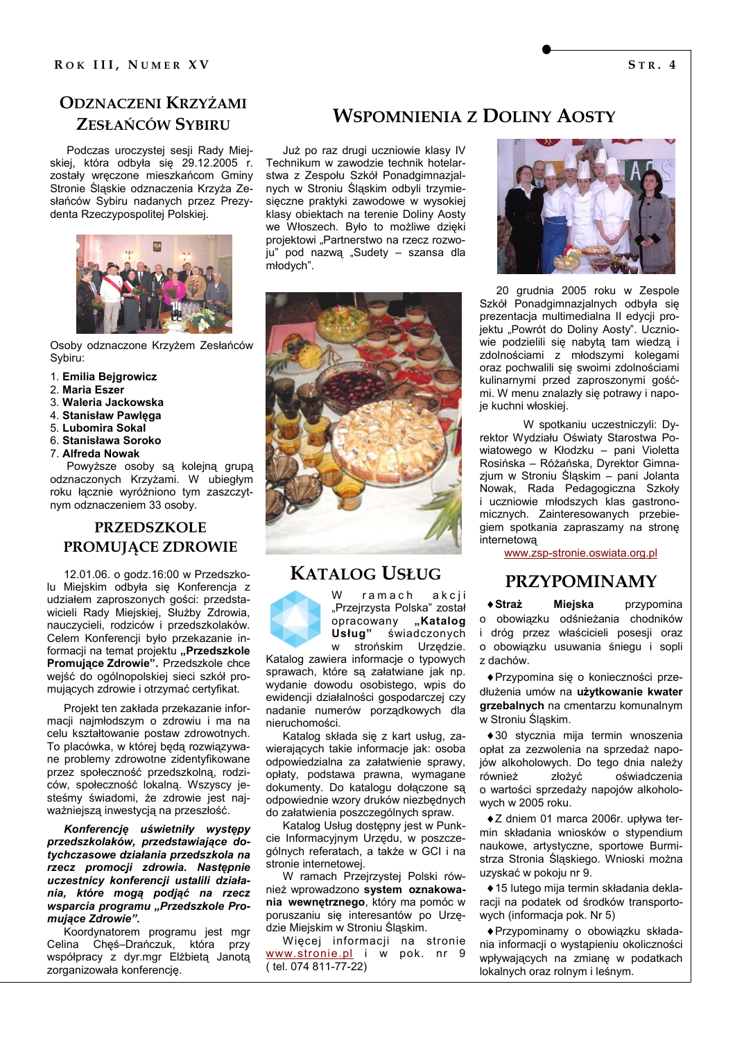## Odznaczeni Krzyżami Zesłańców Sybiru

Podczas uroczystej sesji Rady Miejskiej, która odbyła się 29.12.2005 r. zostały wręczone mieszkańcom Gminy Stronie Śląskie odznaczenia Krzyża Zesłańców Sybiru nadanych przez Prezydenta Rzeczypospolitej Polskiej.

Osoby odznaczone Krzyżem Zesłańców Sybiru:

1. **Emilia Bejgrowicz**
2. **Maria Eszer**
3. **Waleria Jackowska**
4. **Stanisław Pawlęga**
5. **Lubomira Sokal**
6. **Stanisława Soroko**
7. **Alfreda Nowak**

Powyższe osoby są kolejną grupą odznaczonych Krzyżami. W ubiegłym roku łącznie wyróżniono tym zaszczytnym odznaczeniem 33 osoby.

## Przedszkole promujące zdrowie

12.01.06. o godz.16:00 w Przedszkolu Miejskim odbyła się Konferencja z udziałem zaproszonych gości: przedstawicieli Rady Miejskiej, Służby Zdrowia, nauczycieli, rodziców i przedszkolaków. Celem Konferencji było przekazanie informacji na temat projektu **„Przedszkole Promujące Zdrowie"**. Przedszkole chce wejść do ogólnopolskiej sieci szkół promujących zdrowie i otrzymać certyfikat.

Projekt ten zakłada przekazanie informacji najmłodszym o zdrowiu i ma na celu kształtowanie postaw zdrowotnych. To placówka, w której będą rozwiązywane problemy zdrowotne zidentyfikowane przez społeczność przedszkolną, rodziców, społeczność lokalną. Wszyscy jesteśmy świadomi, że zdrowie jest najważniejszą inwestycją na przeszłość.

***Konferencję uświetniły występy przedszkolaków, przedstawiające dotychczasowe działania przedszkola na rzecz promocji zdrowia. Następnie uczestnicy konferencji ustalili działania, które mogą podjąć na rzecz wsparcia programu „Przedszkole Promujące Zdrowie".***

Koordynatorem programu jest mgr Celina Chęś–Drańczuk, która przy współpracy z dyr.mgr Elżbietą Janotą zorganizowała konferencję.

## Wspomnienia z Doliny Aosty

Już po raz drugi uczniowie klasy IV Technikum w zawodzie technik hotelarstwa z Zespołu Szkół Ponadgimnazjalnych w Stroniu Śląskim odbyli trzymiesięczne praktyki zawodowe w wysokiej klasy obiektach na terenie Doliny Aosty we Włoszech. Było to możliwe dzięki projektowi „Partnerstwo na rzecz rozwoju" pod nazwą „Sudety – szansa dla młodych".

20 grudnia 2005 roku w Zespole Szkół Ponadgimnazjalnych odbyła się prezentacja multimedialna II edycji projektu „Powrót do Doliny Aosty". Uczniowie podzielili się nabytą tam wiedzą i zdolnościami z młodszymi kolegami oraz pochwalili się swoimi zdolnościami kulinarnymi przed zaproszonymi gośćmi. W menu znalazły się potrawy i napoje kuchni włoskiej.

W spotkaniu uczestniczyli: Dyrektor Wydziału Oświaty Starostwa Powiatowego w Kłodzku – pani Violetta Rosińska – Różańska, Dyrektor Gimnazjum w Stroniu Śląskim – pani Jolanta Nowak, Rada Pedagogiczna Szkoły i uczniowie młodszych klas gastronomicznych. Zainteresowanych przebiegiem spotkania zapraszamy na stronę internetową

www.zsp-stronie.oswiata.org.pl

## Katalog Usług

W ramach akcji „Przejrzysta Polska" został opracowany **„Katalog Usług"** świadczonych w stroński Urzędzie. Katalog zawiera informacje o typowych sprawach, które są załatwiane jak np. wydanie dowodu osobistego, wpis do ewidencji działalności gospodarczej czy nadanie numerów porządkowych dla nieruchomości.

Katalog składa się z kart usług, zawierających takie informacje jak: osoba odpowiedzialna za załatwienie sprawy, opłaty, podstawa prawna, wymagane dokumenty. Do katalogu dołączone są odpowiednie wzory druków niezbędnych do załatwienia poszczególnych spraw.

Katalog Usług dostępny jest w Punkcie Informacyjnym Urzędu, w poszczególnych referatach, a także w GCI i na stronie internetowej.

W ramach Przejrzystej Polski również wprowadzono **system oznakowania wewnętrznego**, który ma pomóc w poruszaniu się interesantów po Urzędzie Miejskim w Stroniu Śląskim.

Więcej informacji na stronie www.stronie.pl i w pok. nr 9 ( tel. 074 811-77-22)

## Przypominamy

♦ **Straż Miejska** przypomina o obowiązku odśnieżania chodników i dróg przez właścicieli posesji oraz o obowiązku usuwania śniegu i sopli z dachów.

♦ Przypomina się o konieczności przedłużenia umów na **użytkowanie kwater grzebalnych** na cmentarzu komunalnym w Stroniu Śląskim.

♦ 30 stycznia mija termin wnoszenia opłat za zezwolenia na sprzedaż napojów alkoholowych. Do tego dnia należy również złożyć oświadczenia o wartości sprzedaży napojów alkoholowych w 2005 roku.

♦ Z dniem 01 marca 2006r. upływa termin składania wniosków o stypendium naukowe, artystyczne, sportowe Burmistrza Stronia Śląskiego. Wnioski można uzyskać w pokoju nr 9.

♦ 15 lutego mija termin składania deklaracji na podatek od środków transportowych (informacja pok. Nr 5)

♦ Przypominamy o obowiązku składania informacji o wystąpieniu okoliczności wpływających na zmianę w podatkach lokalnych oraz rolnym i leśnym.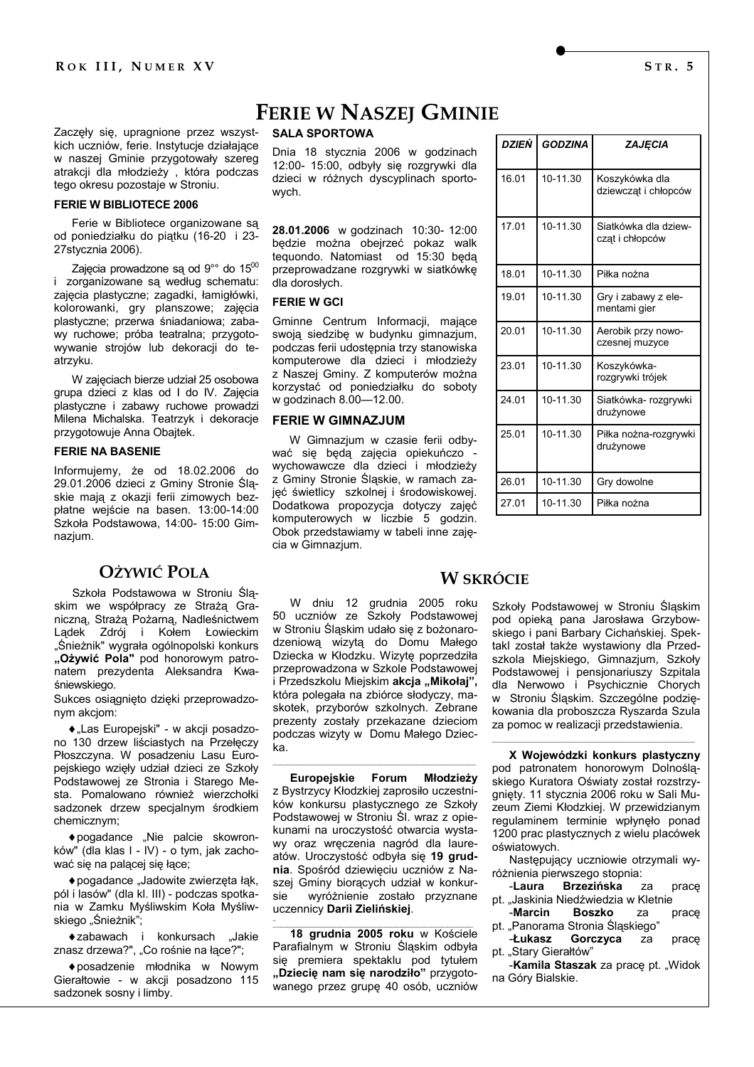# FERIE W NASZEJ GMINIE

Zaczęły się, upragnione przez wszystkich uczniów, ferie. Instytucje działające w naszej Gminie przygotowały szereg atrakcji dla młodzieży , która podczas tego okresu pozostaje w Stroniu.

### FERIE W BIBLIOTECE 2006

Ferie w Bibliotece organizowane są od poniedziałku do piątku (16-20 i 23-27stycznia 2006).

Zajęcia prowadzone są od 9°° do 15⁰⁰ i zorganizowane są według schematu: zajęcia plastyczne; zagadki, łamigłówki, kolorowanki, gry planszowe; zajęcia plastyczne; przerwa śniadaniowa; zabawy ruchowe; próba teatralna; przygotowywanie strojów lub dekoracji do teatrzyku.

W zajęciach bierze udział 25 osobowa grupa dzieci z klas od I do IV. Zajęcia plastyczne i zabawy ruchowe prowadzi Milena Michalska. Teatrzyk i dekoracje przygotowuje Anna Obajtek.

### FERIE NA BASENIE

Informujemy, że od 18.02.2006 do 29.01.2006 dzieci z Gminy Stronie Śląskie mają z okazji ferii zimowych bezpłatne wejście na basen. 13:00-14:00 Szkoła Podstawowa, 14:00- 15:00 Gimnazjum.

### SALA SPORTOWA

Dnia 18 stycznia 2006 w godzinach 12:00- 15:00, odbyły się rozgrywki dla dzieci w różnych dyscyplinach sportowych.

**28.01.2006** w godzinach 10:30- 12:00 będzie można obejrzeć pokaz walk tequondo. Natomiast od 15:30 będą przeprowadzane rozgrywki w siatkówkę dla dorosłych.

### FERIE W GCI

Gminne Centrum Informacji, mające swoją siedzibę w budynku gimnazjum, podczas ferii udostępnia trzy stanowiska komputerowe dla dzieci i młodzieży z Naszej Gminy. Z komputerów można korzystać od poniedziałku do soboty w godzinach 8.00—12.00.

### FERIE W GIMNAZJUM

W Gimnazjum w czasie ferii odbywać się będą zajęcia opiekuńczo - wychowawcze dla dzieci i młodzieży z Gminy Stronie Śląskie, w ramach zajęć świetlicy szkolnej i środowiskowej. Dodatkowa propozycja dotyczy zajęć komputerowych w liczbie 5 godzin. Obok przedstawiamy w tabeli inne zajęcia w Gimnazjum.

| *DZIEŃ* | *GODZINA* | *ZAJĘCIA* |
|---|---|---|
| 16.01 | 10-11.30 | Koszykówka dla dziewcząt i chłopców |
| 17.01 | 10-11.30 | Siatkówka dla dziewcząt i chłopców |
| 18.01 | 10-11.30 | Piłka nożna |
| 19.01 | 10-11.30 | Gry i zabawy z elementami gier |
| 20.01 | 10-11.30 | Aerobik przy nowoczesnej muzyce |
| 23.01 | 10-11.30 | Koszykówka-rozgrywki trójek |
| 24.01 | 10-11.30 | Siatkówka- rozgrywki drużynowe |
| 25.01 | 10-11.30 | Piłka nożna-rozgrywki drużynowe |
| 26.01 | 10-11.30 | Gry dowolne |
| 27.01 | 10-11.30 | Piłka nożna |

## OŻYWIĆ POLA

Szkoła Podstawowa w Stroniu Śląskim we współpracy ze Strażą Graniczną, Strażą Pożarną, Nadleśnictwem Lądek Zdrój i Kołem Łowieckim „Śnieżnik" wygrała ogólnopolski konkurs **„Ożywić Pola"** pod honorowym patronatem prezydenta Aleksandra Kwaśniewskiego.

Sukces osiągnięto dzięki przeprowadzonym akcjom:

- „Las Europejski" - w akcji posadzono 130 drzew liściastych na Przełęczy Płoszczyna. W posadzeniu Lasu Europejskiego wzięły udział dzieci ze Szkoły Podstawowej ze Stronia i Starego Mesta. Pomalowano również wierzchołki sadzonek drzew specjalnym środkiem chemicznym;
- pogadance „Nie palcie skowronków" (dla klas I - IV) - o tym, jak zachować się na palącej się łące;
- pogadance „Jadowite zwierzęta łąk, pól i lasów" (dla kl. III) - podczas spotkania w Zamku Myśliwskim Koła Myśliwskiego „Śnieżnik";
- zabawach i konkursach „Jakie znasz drzewa?", „Co rośnie na łące?";
- posadzenie młodnika w Nowym Gierałtowie - w akcji posadzono 115 sadzonek sosny i limby.

## W SKRÓCIE

W dniu 12 grudnia 2005 roku 50 uczniów ze Szkoły Podstawowej w Stroniu Śląskim udało się z bożonarodzeniową wizytą do Domu Małego Dziecka w Kłodzku. Wizytę poprzedziła przeprowadzona w Szkole Podstawowej i Przedszkolu Miejskim **akcja „Mikołaj",** która polegała na zbiórce słodyczy, maskotek, przyborów szkolnych. Zebrane prezenty zostały przekazane dzieciom podczas wizyty w Domu Małego Dziecka.

---

**Europejskie Forum Młodzieży** z Bystrzycy Kłodzkiej zaprosiło uczestników konkursu plastycznego ze Szkoły Podstawowej w Stroniu Śl. wraz z opiekunami na uroczystość otwarcia wystawy oraz wręczenia nagród dla laureatów. Uroczystość odbyła się **19 grudnia**. Spośród dziewięciu uczniów z Naszej Gminy biorących udział w konkursie wyróżnienie zostało przyznane uczennicy **Darii Zielińskiej**.

---

**18 grudnia 2005 roku** w Kościele Parafialnym w Stroniu Śląskim odbyła się premiera spektaklu pod tytułem **„Dziecię nam się narodziło"** przygotowanego przez grupę 40 osób, uczniów Szkoły Podstawowej w Stroniu Śląskim pod opieką pana Jarosława Grzybowskiego i pani Barbary Cichańskiej. Spektakl został także wystawiony dla Przedszkola Miejskiego, Gimnazjum, Szkoły Podstawowej i pensjonariuszy Szpitala dla Nerwowo i Psychicznie Chorych w Stroniu Śląskim. Szczególne podziękowania dla proboszcza Ryszarda Szula za pomoc w realizacji przedstawienia.

---

**X Wojewódzki konkurs plastyczny** pod patronatem honorowym Dolnośląskiego Kuratora Oświaty został rozstrzygnięty. 11 stycznia 2006 roku w Sali Muzeum Ziemi Kłodzkiej. W przewidzianym regulaminem terminie wpłynęło ponad 1200 prac plastycznych z wielu placówek oświatowych.

Następujący uczniowie otrzymali wyróżnienia pierwszego stopnia:

- **Laura Brzezińska** za pracę pt. „Jaskinia Niedźwiedzia w Kletnie
- **Marcin Boszko** za pracę pt. „Panorama Stronia Śląskiego"
- **Łukasz Gorczyca** za pracę pt. „Stary Gierałtów"
- **Kamila Staszak** za pracę pt. „Widok na Góry Bialskie.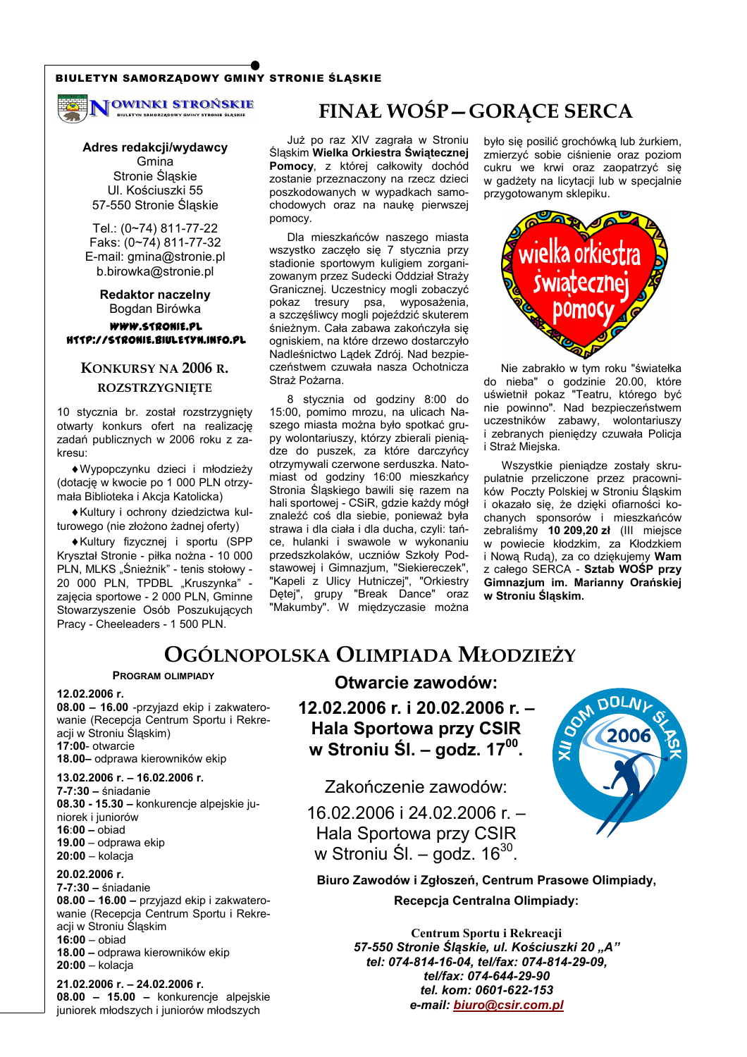**BIULETYN SAMORZĄDOWY GMINY STRONIE ŚLĄSKIE**

**NOWINKI STROŃSKIE**
BIULETYN SAMORZĄDOWY GMINY STRONIE ŚLĄSKIE

**Adres redakcji/wydawcy**
Gmina
Stronie Śląskie
Ul. Kościuszki 55
57-550 Stronie Śląskie

Tel.: (0~74) 811-77-22
Faks: (0~74) 811-77-32
E-mail: gmina@stronie.pl
b.birowka@stronie.pl

**Redaktor naczelny**
Bogdan Birówka

**WWW.STRONIE.PL**
**HTTP://STRONIE.BIULETYN.INFO.PL**

## KONKURSY NA 2006 R. ROZSTRZYGNIĘTE

10 stycznia br. został rozstrzygnięty otwarty konkurs ofert na realizację zadań publicznych w 2006 roku z zakresu:

♦Wypoczynku dzieci i młodzieży (dotację w kwocie po 1 000 PLN otrzymała Biblioteka i Akcja Katolicka)

♦Kultury i ochrony dziedzictwa kulturowego (nie złożono żadnej oferty)

♦Kultury fizycznej i sportu (SPP Kryształ Stronie - piłka nożna - 10 000 PLN, MLKS „Śnieżnik" - tenis stołowy - 20 000 PLN, TPDBL „Kruszynka" - zajęcia sportowe - 2 000 PLN, Gminne Stowarzyszenie Osób Poszukujących Pracy - Cheeleaders - 1 500 PLN.

# FINAŁ WOŚP – GORĄCE SERCA

Już po raz XIV zagrała w Stroniu Śląskim **Wielka Orkiestra Świątecznej Pomocy**, z której całkowity dochód zostanie przeznaczony na rzecz dzieci poszkodowanych w wypadkach samochodowych oraz na naukę pierwszej pomocy.

Dla mieszkańców naszego miasta wszystko zaczęło się 7 stycznia przy stadionie sportowym kuligiem zorganizowanym przez Sudecki Oddział Straży Granicznej. Uczestnicy mogli zobaczyć pokaz tresury psa, wyposażenia, a szczęśliwcy mogli pojeździć skuterem śnieżnym. Cała zabawa zakończyła się ogniskiem, na które drzewo dostarczyło Nadleśnictwo Lądek Zdrój. Nad bezpieczeństwem czuwała nasza Ochotnicza Straż Pożarna.

8 stycznia od godziny 8:00 do 15:00, pomimo mrozu, na ulicach Naszego miasta można było spotkać grupy wolontariuszy, którzy zbierali pieniądze do puszek, za które darczyńcy otrzymywali czerwone serduszka. Natomiast od godziny 16:00 mieszkańcy Stronia Śląskiego bawili się razem na hali sportowej - CSiR, gdzie każdy mógł znaleźć coś dla siebie, ponieważ była strawa i dla ciała i dla ducha, czyli: tańce, hulanki i swawole w wykonaniu przedszkolaków, uczniów Szkoły Podstawowej i Gimnazjum, "Siekiereczek", "Kapeli z Ulicy Hutniczej", "Orkiestry Dętej", grupy "Break Dance" oraz "Makumby". W międzyczasie można było się posilić grochówką lub żurkiem, zmierzyć sobie ciśnienie oraz poziom cukru we krwi oraz zaopatrzyć się w gadżety na licytacji lub w specjalnie przygotowanym sklepiku.

wielka orkiestra świątecznej pomocy

Nie zabrakło w tym roku "światełka do nieba" o godzinie 20.00, które uświetnił pokaz "Teatru, którego być nie powinno". Nad bezpieczeństwem uczestników zabawy, wolontariuszy i zebranych pieniędzy czuwała Policja i Straż Miejska.

Wszystkie pieniądze zostały skrupulatnie przeliczone przez pracowników Poczty Polskiej w Stroniu Śląskim i okazało się, że dzięki ofiarności kochanych sponsorów i mieszkańców zebraliśmy **10 209,20 zł** (III miejsce w powiecie kłodzkim, za Kłodzkiem i Nową Rudą), za co dziękujemy **Wam** z całego SERCA - **Sztab WOŚP przy Gimnazjum im. Marianny Orańskiej w Stroniu Śląskim.**

# OGÓLNOPOLSKA OLIMPIADA MŁODZIEŻY

**PROGRAM OLIMPIADY**

**12.02.2006 r.**
**08.00 – 16.00** -przyjazd ekip i zakwaterowanie (Recepcja Centrum Sportu i Rekreacji w Stroniu Śląskim)
**17:00**- otwarcie
**18.00**– odprawa kierowników ekip

**13.02.2006 r. – 16.02.2006 r.**
**7-7:30 –** śniadanie
**08.30 - 15.30 –** konkurencje alpejskie juniorek i juniorów
**16**:00 – obiad
**19.00** – odprawa ekip
**20:00** – kolacja

**20.02.2006 r.**
**7-7:30 –** śniadanie
**08.00 – 16.00 –** przyjazd ekip i zakwaterowanie (Recepcja Centrum Sportu i Rekreacji w Stroniu Śląskim
**16:00** – obiad
**18.00 –** odprawa kierowników ekip
**20:00** – kolacja

**21.02.2006 r. – 24.02.2006 r.**
**08.00 – 15.00 –** konkurencje alpejskie juniorek młodszych i juniorów młodszych

**Otwarcie zawodów:**

**12.02.2006 r. i 20.02.2006 r. – Hala Sportowa przy CSIR w Stroniu Śl. – godz. 17^00^.**

XII OOM DOLNY ŚLĄSK 2006

Zakończenie zawodów:

16.02.2006 i 24.02.2006 r. – Hala Sportowa przy CSIR w Stroniu Śl. – godz. 16^30^.

**Biuro Zawodów i Zgłoszeń, Centrum Prasowe Olimpiady, Recepcja Centralna Olimpiady:**

**Centrum Sportu i Rekreacji**
***57-550 Stronie Śląskie, ul. Kościuszki 20 „A"***
***tel: 074-814-16-04, tel/fax: 074-814-29-09,***
***tel/fax: 074-644-29-90***
***tel. kom: 0601-622-153***
***e-mail: biuro@csir.com.pl***